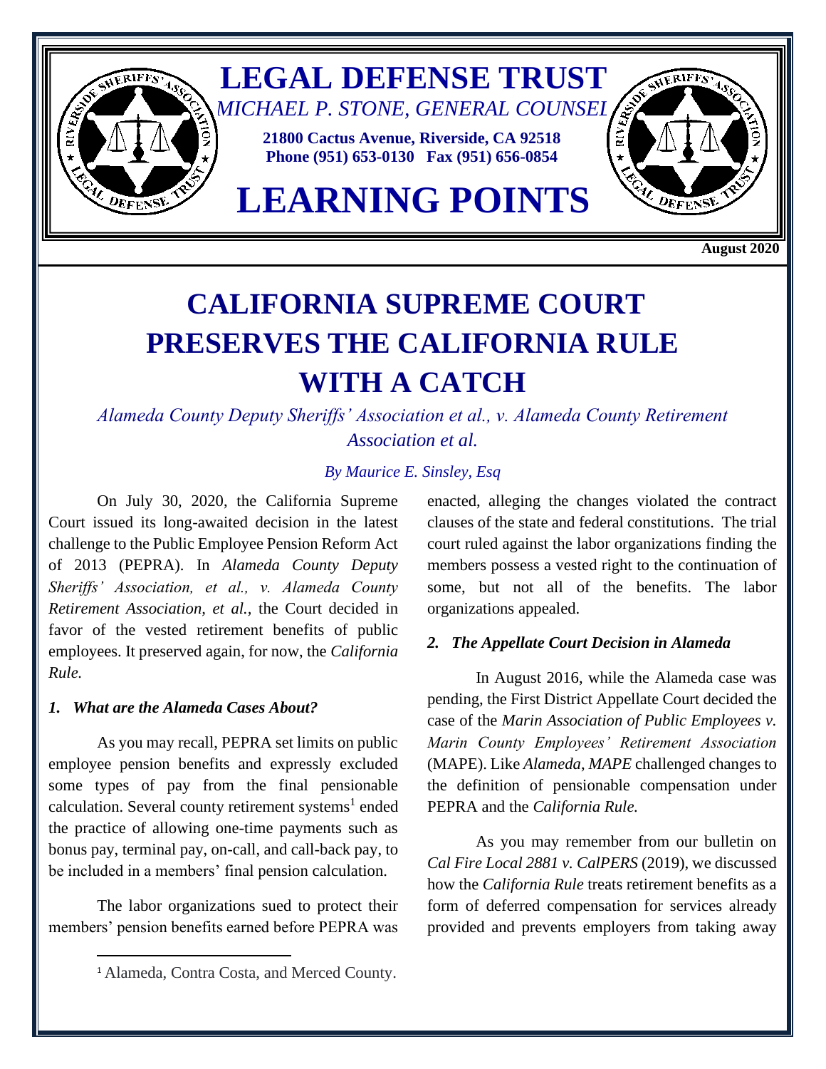# LEGAL DEFENSE TRUST

*MICHAEL P. STONE, GENERAL COUNSEL*

**21800 Cactus Avenue, Riverside, CA 92518**
**Phone (951) 653-0130 Fax (951) 656-0854**

# LEARNING POINTS

**August 2020**

# CALIFORNIA SUPREME COURT PRESERVES THE CALIFORNIA RULE WITH A CATCH

*Alameda County Deputy Sheriffs' Association et al., v. Alameda County Retirement Association et al.*

*By Maurice E. Sinsley, Esq*

On July 30, 2020, the California Supreme Court issued its long-awaited decision in the latest challenge to the Public Employee Pension Reform Act of 2013 (PEPRA). In *Alameda County Deputy Sheriffs' Association, et al., v. Alameda County Retirement Association, et al.,* the Court decided in favor of the vested retirement benefits of public employees. It preserved again, for now, the *California Rule.*

### *1. What are the Alameda Cases About?*

As you may recall, PEPRA set limits on public employee pension benefits and expressly excluded some types of pay from the final pensionable calculation. Several county retirement systems[1] ended the practice of allowing one-time payments such as bonus pay, terminal pay, on-call, and call-back pay, to be included in a members' final pension calculation.

The labor organizations sued to protect their members' pension benefits earned before PEPRA was enacted, alleging the changes violated the contract clauses of the state and federal constitutions. The trial court ruled against the labor organizations finding the members possess a vested right to the continuation of some, but not all of the benefits. The labor organizations appealed.

### *2. The Appellate Court Decision in Alameda*

In August 2016, while the Alameda case was pending, the First District Appellate Court decided the case of the *Marin Association of Public Employees v. Marin County Employees' Retirement Association* (MAPE). Like *Alameda*, *MAPE* challenged changes to the definition of pensionable compensation under PEPRA and the *California Rule.*

As you may remember from our bulletin on *Cal Fire Local 2881 v. CalPERS* (2019), we discussed how the *California Rule* treats retirement benefits as a form of deferred compensation for services already provided and prevents employers from taking away

[1] Alameda, Contra Costa, and Merced County.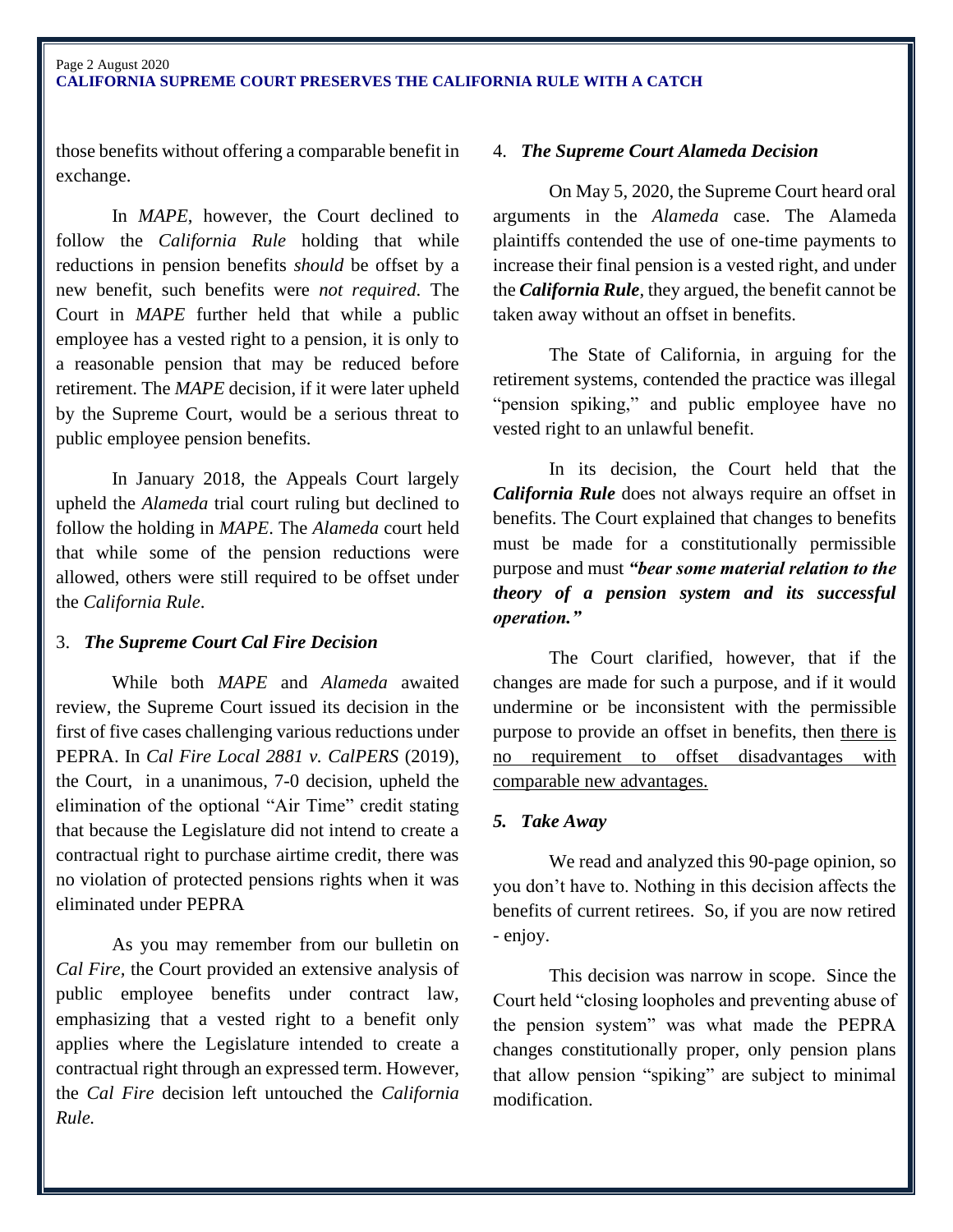those benefits without offering a comparable benefit in exchange.

In *MAPE*, however, the Court declined to follow the *California Rule* holding that while reductions in pension benefits *should* be offset by a new benefit, such benefits were *not required*. The Court in *MAPE* further held that while a public employee has a vested right to a pension, it is only to a reasonable pension that may be reduced before retirement. The *MAPE* decision, if it were later upheld by the Supreme Court, would be a serious threat to public employee pension benefits.

In January 2018, the Appeals Court largely upheld the *Alameda* trial court ruling but declined to follow the holding in *MAPE*. The *Alameda* court held that while some of the pension reductions were allowed, others were still required to be offset under the *California Rule*.

### 3. *The Supreme Court Cal Fire Decision*

While both *MAPE* and *Alameda* awaited review, the Supreme Court issued its decision in the first of five cases challenging various reductions under PEPRA. In *Cal Fire Local 2881 v. CalPERS* (2019), the Court, in a unanimous, 7-0 decision, upheld the elimination of the optional "Air Time" credit stating that because the Legislature did not intend to create a contractual right to purchase airtime credit, there was no violation of protected pensions rights when it was eliminated under PEPRA

As you may remember from our bulletin on *Cal Fire,* the Court provided an extensive analysis of public employee benefits under contract law, emphasizing that a vested right to a benefit only applies where the Legislature intended to create a contractual right through an expressed term. However, the *Cal Fire* decision left untouched the *California Rule.*

### 4. *The Supreme Court Alameda Decision*

On May 5, 2020, the Supreme Court heard oral arguments in the *Alameda* case. The Alameda plaintiffs contended the use of one-time payments to increase their final pension is a vested right, and under the ***California Rule***, they argued, the benefit cannot be taken away without an offset in benefits.

The State of California, in arguing for the retirement systems, contended the practice was illegal "pension spiking," and public employee have no vested right to an unlawful benefit.

In its decision, the Court held that the ***California Rule*** does not always require an offset in benefits. The Court explained that changes to benefits must be made for a constitutionally permissible purpose and must ***"bear some material relation to the theory of a pension system and its successful operation."***

The Court clarified, however, that if the changes are made for such a purpose, and if it would undermine or be inconsistent with the permissible purpose to provide an offset in benefits, then there is no requirement to offset disadvantages with comparable new advantages.

### *5. Take Away*

We read and analyzed this 90-page opinion, so you don't have to. Nothing in this decision affects the benefits of current retirees. So, if you are now retired - enjoy.

This decision was narrow in scope. Since the Court held "closing loopholes and preventing abuse of the pension system" was what made the PEPRA changes constitutionally proper, only pension plans that allow pension "spiking" are subject to minimal modification.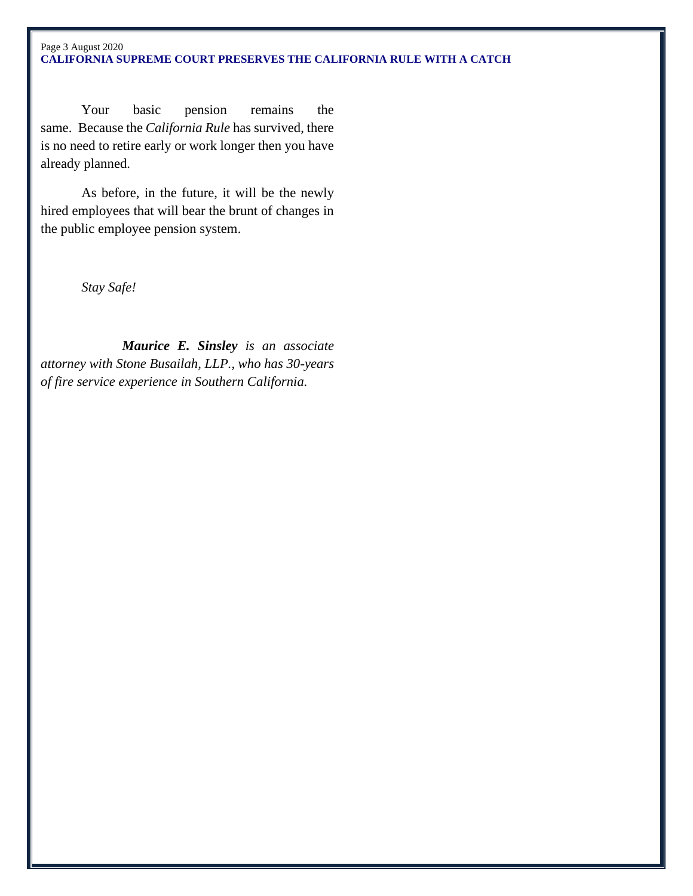Your basic pension remains the same. Because the *California Rule* has survived, there is no need to retire early or work longer then you have already planned.

As before, in the future, it will be the newly hired employees that will bear the brunt of changes in the public employee pension system.

*Stay Safe!*

***Maurice E. Sinsley*** *is an associate attorney with Stone Busailah, LLP., who has 30-years of fire service experience in Southern California.*